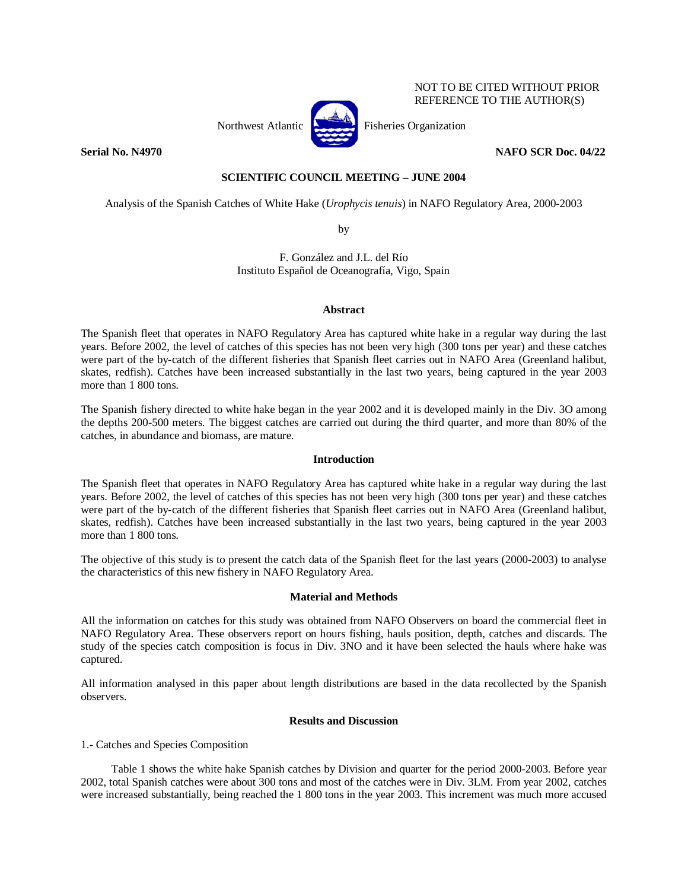NOT TO BE CITED WITHOUT PRIOR REFERENCE TO THE AUTHOR(S)

Northwest Atlantic Fisheries Organization

**Serial No. N4970** **NAFO SCR Doc. 04/22**

**SCIENTIFIC COUNCIL MEETING – JUNE 2004**

Analysis of the Spanish Catches of White Hake (*Urophycis tenuis*) in NAFO Regulatory Area, 2000-2003

by

F. González and J.L. del Río
Instituto Español de Oceanografía, Vigo, Spain

## Abstract

The Spanish fleet that operates in NAFO Regulatory Area has captured white hake in a regular way during the last years. Before 2002, the level of catches of this species has not been very high (300 tons per year) and these catches were part of the by-catch of the different fisheries that Spanish fleet carries out in NAFO Area (Greenland halibut, skates, redfish). Catches have been increased substantially in the last two years, being captured in the year 2003 more than 1 800 tons.

The Spanish fishery directed to white hake began in the year 2002 and it is developed mainly in the Div. 3O among the depths 200-500 meters. The biggest catches are carried out during the third quarter, and more than 80% of the catches, in abundance and biomass, are mature.

## Introduction

The Spanish fleet that operates in NAFO Regulatory Area has captured white hake in a regular way during the last years. Before 2002, the level of catches of this species has not been very high (300 tons per year) and these catches were part of the by-catch of the different fisheries that Spanish fleet carries out in NAFO Area (Greenland halibut, skates, redfish). Catches have been increased substantially in the last two years, being captured in the year 2003 more than 1 800 tons.

The objective of this study is to present the catch data of the Spanish fleet for the last years (2000-2003) to analyse the characteristics of this new fishery in NAFO Regulatory Area.

## Material and Methods

All the information on catches for this study was obtained from NAFO Observers on board the commercial fleet in NAFO Regulatory Area. These observers report on hours fishing, hauls position, depth, catches and discards. The study of the species catch composition is focus in Div. 3NO and it have been selected the hauls where hake was captured.

All information analysed in this paper about length distributions are based in the data recollected by the Spanish observers.

## Results and Discussion

1.- Catches and Species Composition

Table 1 shows the white hake Spanish catches by Division and quarter for the period 2000-2003. Before year 2002, total Spanish catches were about 300 tons and most of the catches were in Div. 3LM. From year 2002, catches were increased substantially, being reached the 1 800 tons in the year 2003. This increment was much more accused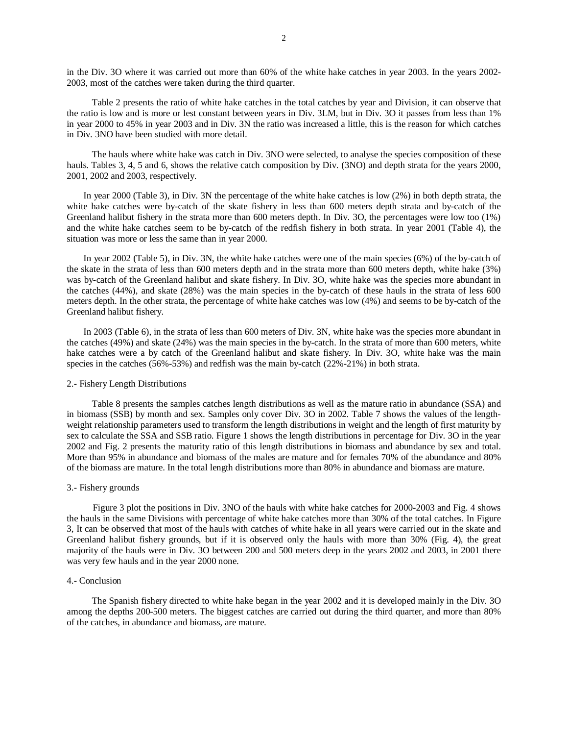in the Div. 3O where it was carried out more than 60% of the white hake catches in year 2003. In the years 2002-2003, most of the catches were taken during the third quarter.

Table 2 presents the ratio of white hake catches in the total catches by year and Division, it can observe that the ratio is low and is more or lest constant between years in Div. 3LM, but in Div. 3O it passes from less than 1% in year 2000 to 45% in year 2003 and in Div. 3N the ratio was increased a little, this is the reason for which catches in Div. 3NO have been studied with more detail.

The hauls where white hake was catch in Div. 3NO were selected, to analyse the species composition of these hauls. Tables 3, 4, 5 and 6, shows the relative catch composition by Div. (3NO) and depth strata for the years 2000, 2001, 2002 and 2003, respectively.

In year 2000 (Table 3), in Div. 3N the percentage of the white hake catches is low (2%) in both depth strata, the white hake catches were by-catch of the skate fishery in less than 600 meters depth strata and by-catch of the Greenland halibut fishery in the strata more than 600 meters depth. In Div. 3O, the percentages were low too (1%) and the white hake catches seem to be by-catch of the redfish fishery in both strata. In year 2001 (Table 4), the situation was more or less the same than in year 2000.

In year 2002 (Table 5), in Div. 3N, the white hake catches were one of the main species (6%) of the by-catch of the skate in the strata of less than 600 meters depth and in the strata more than 600 meters depth, white hake (3%) was by-catch of the Greenland halibut and skate fishery. In Div. 3O, white hake was the species more abundant in the catches (44%), and skate (28%) was the main species in the by-catch of these hauls in the strata of less 600 meters depth. In the other strata, the percentage of white hake catches was low (4%) and seems to be by-catch of the Greenland halibut fishery.

In 2003 (Table 6), in the strata of less than 600 meters of Div. 3N, white hake was the species more abundant in the catches (49%) and skate (24%) was the main species in the by-catch. In the strata of more than 600 meters, white hake catches were a by catch of the Greenland halibut and skate fishery. In Div. 3O, white hake was the main species in the catches (56%-53%) and redfish was the main by-catch (22%-21%) in both strata.

## 2.- Fishery Length Distributions

Table 8 presents the samples catches length distributions as well as the mature ratio in abundance (SSA) and in biomass (SSB) by month and sex. Samples only cover Div. 3O in 2002. Table 7 shows the values of the length-weight relationship parameters used to transform the length distributions in weight and the length of first maturity by sex to calculate the SSA and SSB ratio. Figure 1 shows the length distributions in percentage for Div. 3O in the year 2002 and Fig. 2 presents the maturity ratio of this length distributions in biomass and abundance by sex and total. More than 95% in abundance and biomass of the males are mature and for females 70% of the abundance and 80% of the biomass are mature. In the total length distributions more than 80% in abundance and biomass are mature.

## 3.- Fishery grounds

Figure 3 plot the positions in Div. 3NO of the hauls with white hake catches for 2000-2003 and Fig. 4 shows the hauls in the same Divisions with percentage of white hake catches more than 30% of the total catches. In Figure 3, It can be observed that most of the hauls with catches of white hake in all years were carried out in the skate and Greenland halibut fishery grounds, but if it is observed only the hauls with more than 30% (Fig. 4), the great majority of the hauls were in Div. 3O between 200 and 500 meters deep in the years 2002 and 2003, in 2001 there was very few hauls and in the year 2000 none.

## 4.- Conclusion

The Spanish fishery directed to white hake began in the year 2002 and it is developed mainly in the Div. 3O among the depths 200-500 meters. The biggest catches are carried out during the third quarter, and more than 80% of the catches, in abundance and biomass, are mature.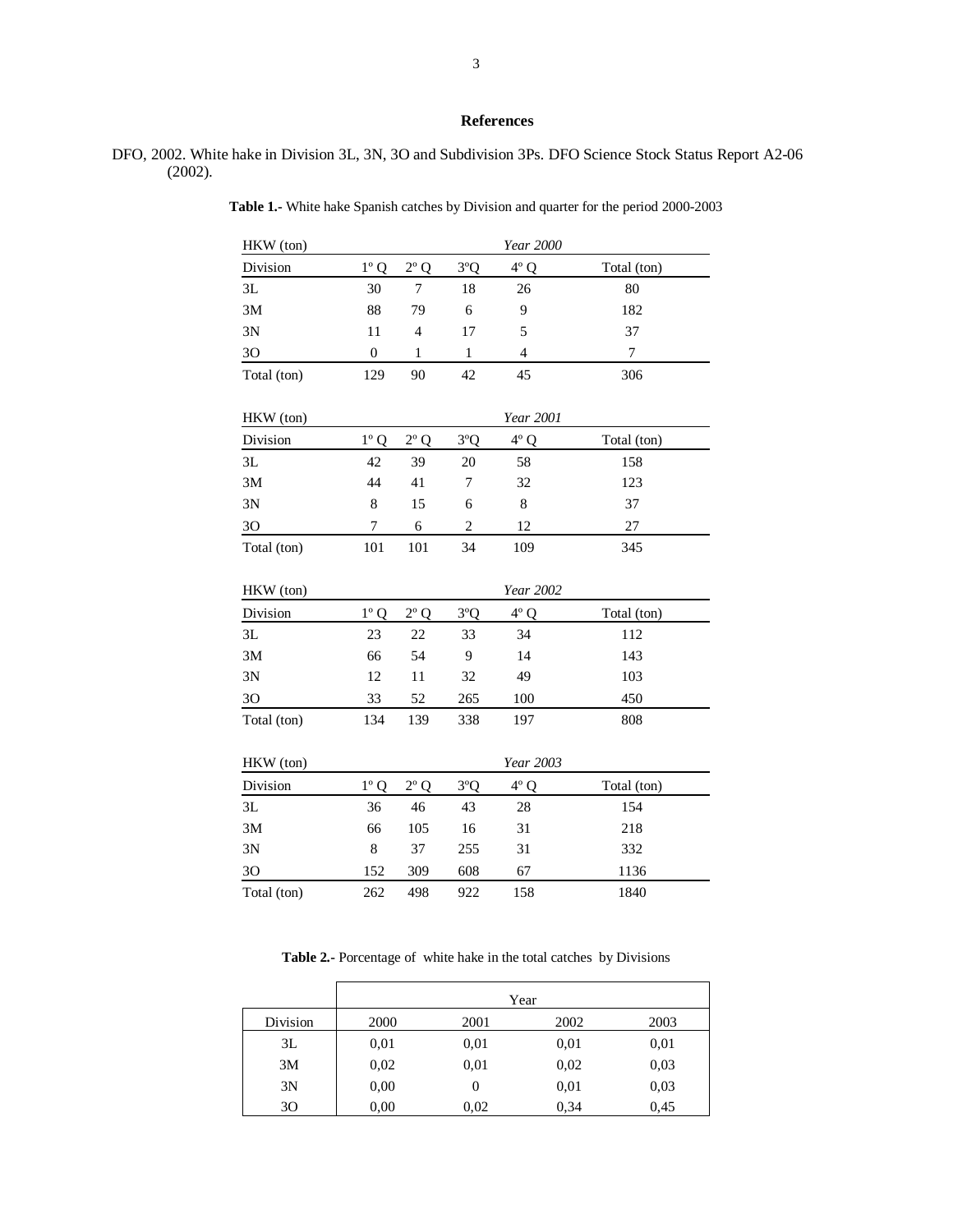## References

DFO, 2002. White hake in Division 3L, 3N, 3O and Subdivision 3Ps. DFO Science Stock Status Report A2-06 (2002).

**Table 1.-** White hake Spanish catches by Division and quarter for the period 2000-2003

| HKW (ton) | | | | *Year 2000* | |
|---|---|---|---|---|---|
| Division | 1º Q | 2º Q | 3ºQ | 4º Q | Total (ton) |
| 3L | 30 | 7 | 18 | 26 | 80 |
| 3M | 88 | 79 | 6 | 9 | 182 |
| 3N | 11 | 4 | 17 | 5 | 37 |
| 3O | 0 | 1 | 1 | 4 | 7 |
| Total (ton) | 129 | 90 | 42 | 45 | 306 |

| HKW (ton) | | | | *Year 2001* | |
|---|---|---|---|---|---|
| Division | 1º Q | 2º Q | 3ºQ | 4º Q | Total (ton) |
| 3L | 42 | 39 | 20 | 58 | 158 |
| 3M | 44 | 41 | 7 | 32 | 123 |
| 3N | 8 | 15 | 6 | 8 | 37 |
| 3O | 7 | 6 | 2 | 12 | 27 |
| Total (ton) | 101 | 101 | 34 | 109 | 345 |

| HKW (ton) | | | | *Year 2002* | |
|---|---|---|---|---|---|
| Division | 1º Q | 2º Q | 3ºQ | 4º Q | Total (ton) |
| 3L | 23 | 22 | 33 | 34 | 112 |
| 3M | 66 | 54 | 9 | 14 | 143 |
| 3N | 12 | 11 | 32 | 49 | 103 |
| 3O | 33 | 52 | 265 | 100 | 450 |
| Total (ton) | 134 | 139 | 338 | 197 | 808 |

| HKW (ton) | | | | *Year 2003* | |
|---|---|---|---|---|---|
| Division | 1º Q | 2º Q | 3ºQ | 4º Q | Total (ton) |
| 3L | 36 | 46 | 43 | 28 | 154 |
| 3M | 66 | 105 | 16 | 31 | 218 |
| 3N | 8 | 37 | 255 | 31 | 332 |
| 3O | 152 | 309 | 608 | 67 | 1136 |
| Total (ton) | 262 | 498 | 922 | 158 | 1840 |

**Table 2.-** Porcentage of white hake in the total catches by Divisions

| | Year | | | |
|---|---|---|---|---|
| Division | 2000 | 2001 | 2002 | 2003 |
| 3L | 0,01 | 0,01 | 0,01 | 0,01 |
| 3M | 0,02 | 0,01 | 0,02 | 0,03 |
| 3N | 0,00 | 0 | 0,01 | 0,03 |
| 3O | 0,00 | 0,02 | 0,34 | 0,45 |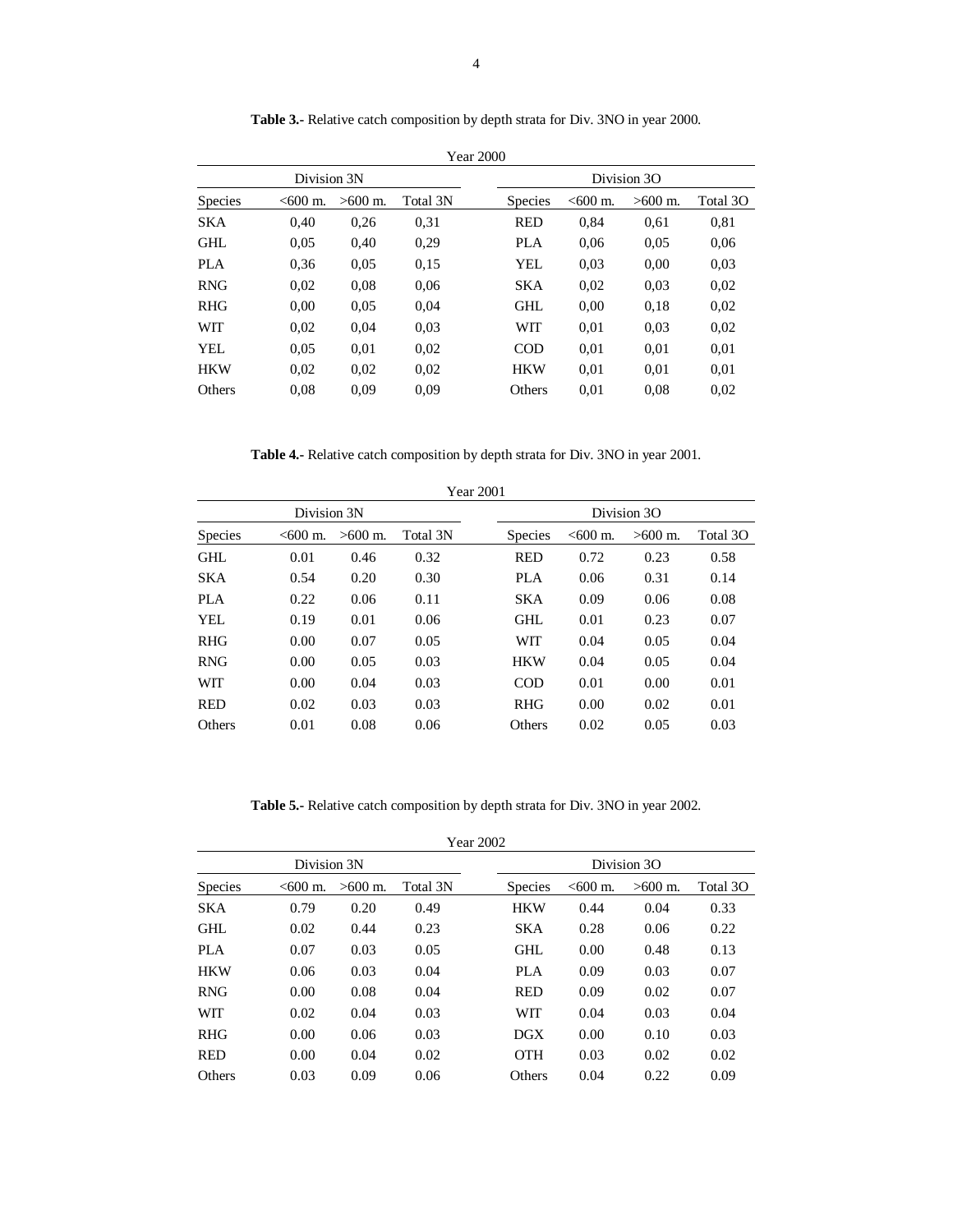**Table 3.-** Relative catch composition by depth strata for Div. 3NO in year 2000.

| Year 2000 | | | | | | | |
|---|---|---|---|---|---|---|---|
| Division 3N | | | | Division 3O | | | |
| Species | <600 m. | >600 m. | Total 3N | Species | <600 m. | >600 m. | Total 3O |
| SKA | 0,40 | 0,26 | 0,31 | RED | 0,84 | 0,61 | 0,81 |
| GHL | 0,05 | 0,40 | 0,29 | PLA | 0,06 | 0,05 | 0,06 |
| PLA | 0,36 | 0,05 | 0,15 | YEL | 0,03 | 0,00 | 0,03 |
| RNG | 0,02 | 0,08 | 0,06 | SKA | 0,02 | 0,03 | 0,02 |
| RHG | 0,00 | 0,05 | 0,04 | GHL | 0,00 | 0,18 | 0,02 |
| WIT | 0,02 | 0,04 | 0,03 | WIT | 0,01 | 0,03 | 0,02 |
| YEL | 0,05 | 0,01 | 0,02 | COD | 0,01 | 0,01 | 0,01 |
| HKW | 0,02 | 0,02 | 0,02 | HKW | 0,01 | 0,01 | 0,01 |
| Others | 0,08 | 0,09 | 0,09 | Others | 0,01 | 0,08 | 0,02 |

**Table 4.-** Relative catch composition by depth strata for Div. 3NO in year 2001.

| Year 2001 | | | | | | | |
|---|---|---|---|---|---|---|---|
| Division 3N | | | | Division 3O | | | |
| Species | <600 m. | >600 m. | Total 3N | Species | <600 m. | >600 m. | Total 3O |
| GHL | 0.01 | 0.46 | 0.32 | RED | 0.72 | 0.23 | 0.58 |
| SKA | 0.54 | 0.20 | 0.30 | PLA | 0.06 | 0.31 | 0.14 |
| PLA | 0.22 | 0.06 | 0.11 | SKA | 0.09 | 0.06 | 0.08 |
| YEL | 0.19 | 0.01 | 0.06 | GHL | 0.01 | 0.23 | 0.07 |
| RHG | 0.00 | 0.07 | 0.05 | WIT | 0.04 | 0.05 | 0.04 |
| RNG | 0.00 | 0.05 | 0.03 | HKW | 0.04 | 0.05 | 0.04 |
| WIT | 0.00 | 0.04 | 0.03 | COD | 0.01 | 0.00 | 0.01 |
| RED | 0.02 | 0.03 | 0.03 | RHG | 0.00 | 0.02 | 0.01 |
| Others | 0.01 | 0.08 | 0.06 | Others | 0.02 | 0.05 | 0.03 |

**Table 5.-** Relative catch composition by depth strata for Div. 3NO in year 2002.

| Year 2002 | | | | | | | |
|---|---|---|---|---|---|---|---|
| Division 3N | | | | Division 3O | | | |
| Species | <600 m. | >600 m. | Total 3N | Species | <600 m. | >600 m. | Total 3O |
| SKA | 0.79 | 0.20 | 0.49 | HKW | 0.44 | 0.04 | 0.33 |
| GHL | 0.02 | 0.44 | 0.23 | SKA | 0.28 | 0.06 | 0.22 |
| PLA | 0.07 | 0.03 | 0.05 | GHL | 0.00 | 0.48 | 0.13 |
| HKW | 0.06 | 0.03 | 0.04 | PLA | 0.09 | 0.03 | 0.07 |
| RNG | 0.00 | 0.08 | 0.04 | RED | 0.09 | 0.02 | 0.07 |
| WIT | 0.02 | 0.04 | 0.03 | WIT | 0.04 | 0.03 | 0.04 |
| RHG | 0.00 | 0.06 | 0.03 | DGX | 0.00 | 0.10 | 0.03 |
| RED | 0.00 | 0.04 | 0.02 | OTH | 0.03 | 0.02 | 0.02 |
| Others | 0.03 | 0.09 | 0.06 | Others | 0.04 | 0.22 | 0.09 |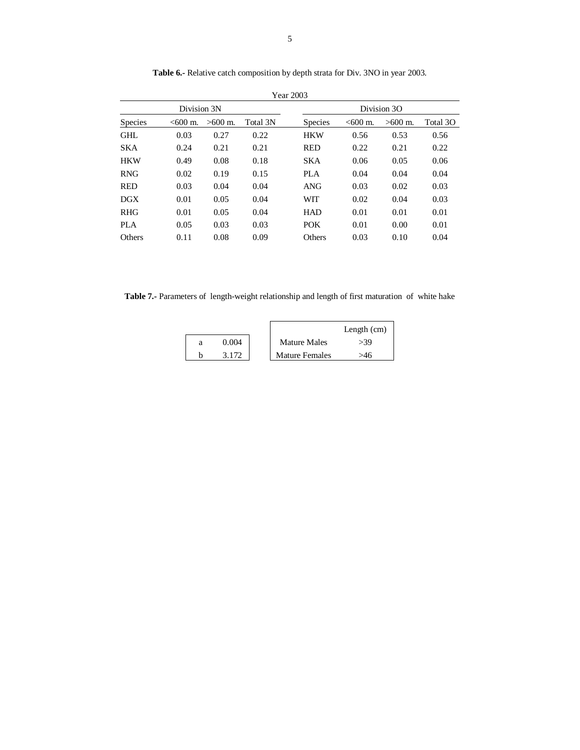**Table 6.-** Relative catch composition by depth strata for Div. 3NO in year 2003.

| Year 2003 | | | | | | | |
|---|---|---|---|---|---|---|---|
| Division 3N | | | | Division 3O | | | |
| Species | <600 m. | >600 m. | Total 3N | Species | <600 m. | >600 m. | Total 3O |
| GHL | 0.03 | 0.27 | 0.22 | HKW | 0.56 | 0.53 | 0.56 |
| SKA | 0.24 | 0.21 | 0.21 | RED | 0.22 | 0.21 | 0.22 |
| HKW | 0.49 | 0.08 | 0.18 | SKA | 0.06 | 0.05 | 0.06 |
| RNG | 0.02 | 0.19 | 0.15 | PLA | 0.04 | 0.04 | 0.04 |
| RED | 0.03 | 0.04 | 0.04 | ANG | 0.03 | 0.02 | 0.03 |
| DGX | 0.01 | 0.05 | 0.04 | WIT | 0.02 | 0.04 | 0.03 |
| RHG | 0.01 | 0.05 | 0.04 | HAD | 0.01 | 0.01 | 0.01 |
| PLA | 0.05 | 0.03 | 0.03 | POK | 0.01 | 0.00 | 0.01 |
| Others | 0.11 | 0.08 | 0.09 | Others | 0.03 | 0.10 | 0.04 |

**Table 7.-** Parameters of length-weight relationship and length of first maturation of white hake

| Parameter | Value |
|---|---|
| a | 0.004 |
| b | 3.172 |

| | Length (cm) |
|---|---|
| Mature Males | >39 |
| Mature Females | >46 |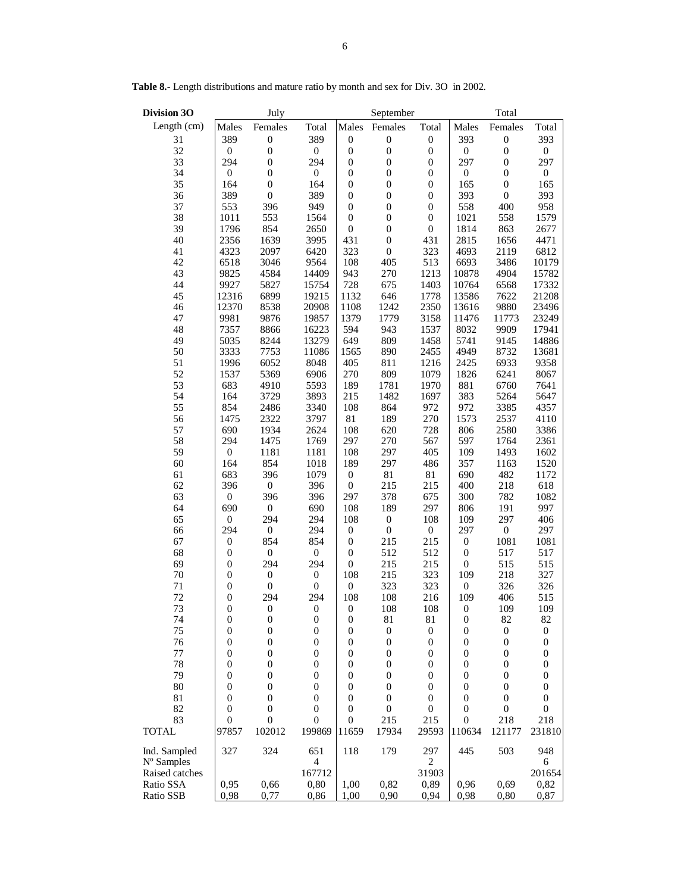**Table 8.-** Length distributions and mature ratio by month and sex for Div. 3O in 2002.

| Division 3O | July | | | September | | | Total | | |
|---|---|---|---|---|---|---|---|---|---|
| Length (cm) | Males | Females | Total | Males | Females | Total | Males | Females | Total |
| 31 | 389 | 0 | 389 | 0 | 0 | 0 | 393 | 0 | 393 |
| 32 | 0 | 0 | 0 | 0 | 0 | 0 | 0 | 0 | 0 |
| 33 | 294 | 0 | 294 | 0 | 0 | 0 | 297 | 0 | 297 |
| 34 | 0 | 0 | 0 | 0 | 0 | 0 | 0 | 0 | 0 |
| 35 | 164 | 0 | 164 | 0 | 0 | 0 | 165 | 0 | 165 |
| 36 | 389 | 0 | 389 | 0 | 0 | 0 | 393 | 0 | 393 |
| 37 | 553 | 396 | 949 | 0 | 0 | 0 | 558 | 400 | 958 |
| 38 | 1011 | 553 | 1564 | 0 | 0 | 0 | 1021 | 558 | 1579 |
| 39 | 1796 | 854 | 2650 | 0 | 0 | 0 | 1814 | 863 | 2677 |
| 40 | 2356 | 1639 | 3995 | 431 | 0 | 431 | 2815 | 1656 | 4471 |
| 41 | 4323 | 2097 | 6420 | 323 | 0 | 323 | 4693 | 2119 | 6812 |
| 42 | 6518 | 3046 | 9564 | 108 | 405 | 513 | 6693 | 3486 | 10179 |
| 43 | 9825 | 4584 | 14409 | 943 | 270 | 1213 | 10878 | 4904 | 15782 |
| 44 | 9927 | 5827 | 15754 | 728 | 675 | 1403 | 10764 | 6568 | 17332 |
| 45 | 12316 | 6899 | 19215 | 1132 | 646 | 1778 | 13586 | 7622 | 21208 |
| 46 | 12370 | 8538 | 20908 | 1108 | 1242 | 2350 | 13616 | 9880 | 23496 |
| 47 | 9981 | 9876 | 19857 | 1379 | 1779 | 3158 | 11476 | 11773 | 23249 |
| 48 | 7357 | 8866 | 16223 | 594 | 943 | 1537 | 8032 | 9909 | 17941 |
| 49 | 5035 | 8244 | 13279 | 649 | 809 | 1458 | 5741 | 9145 | 14886 |
| 50 | 3333 | 7753 | 11086 | 1565 | 890 | 2455 | 4949 | 8732 | 13681 |
| 51 | 1996 | 6052 | 8048 | 405 | 811 | 1216 | 2425 | 6933 | 9358 |
| 52 | 1537 | 5369 | 6906 | 270 | 809 | 1079 | 1826 | 6241 | 8067 |
| 53 | 683 | 4910 | 5593 | 189 | 1781 | 1970 | 881 | 6760 | 7641 |
| 54 | 164 | 3729 | 3893 | 215 | 1482 | 1697 | 383 | 5264 | 5647 |
| 55 | 854 | 2486 | 3340 | 108 | 864 | 972 | 972 | 3385 | 4357 |
| 56 | 1475 | 2322 | 3797 | 81 | 189 | 270 | 1573 | 2537 | 4110 |
| 57 | 690 | 1934 | 2624 | 108 | 620 | 728 | 806 | 2580 | 3386 |
| 58 | 294 | 1475 | 1769 | 297 | 270 | 567 | 597 | 1764 | 2361 |
| 59 | 0 | 1181 | 1181 | 108 | 297 | 405 | 109 | 1493 | 1602 |
| 60 | 164 | 854 | 1018 | 189 | 297 | 486 | 357 | 1163 | 1520 |
| 61 | 683 | 396 | 1079 | 0 | 81 | 81 | 690 | 482 | 1172 |
| 62 | 396 | 0 | 396 | 0 | 215 | 215 | 400 | 218 | 618 |
| 63 | 0 | 396 | 396 | 297 | 378 | 675 | 300 | 782 | 1082 |
| 64 | 690 | 0 | 690 | 108 | 189 | 297 | 806 | 191 | 997 |
| 65 | 0 | 294 | 294 | 108 | 0 | 108 | 109 | 297 | 406 |
| 66 | 294 | 0 | 294 | 0 | 0 | 0 | 297 | 0 | 297 |
| 67 | 0 | 854 | 854 | 0 | 215 | 215 | 0 | 1081 | 1081 |
| 68 | 0 | 0 | 0 | 0 | 512 | 512 | 0 | 517 | 517 |
| 69 | 0 | 294 | 294 | 0 | 215 | 215 | 0 | 515 | 515 |
| 70 | 0 | 0 | 0 | 108 | 215 | 323 | 109 | 218 | 327 |
| 71 | 0 | 0 | 0 | 0 | 323 | 323 | 0 | 326 | 326 |
| 72 | 0 | 294 | 294 | 108 | 108 | 216 | 109 | 406 | 515 |
| 73 | 0 | 0 | 0 | 0 | 108 | 108 | 0 | 109 | 109 |
| 74 | 0 | 0 | 0 | 0 | 81 | 81 | 0 | 82 | 82 |
| 75 | 0 | 0 | 0 | 0 | 0 | 0 | 0 | 0 | 0 |
| 76 | 0 | 0 | 0 | 0 | 0 | 0 | 0 | 0 | 0 |
| 77 | 0 | 0 | 0 | 0 | 0 | 0 | 0 | 0 | 0 |
| 78 | 0 | 0 | 0 | 0 | 0 | 0 | 0 | 0 | 0 |
| 79 | 0 | 0 | 0 | 0 | 0 | 0 | 0 | 0 | 0 |
| 80 | 0 | 0 | 0 | 0 | 0 | 0 | 0 | 0 | 0 |
| 81 | 0 | 0 | 0 | 0 | 0 | 0 | 0 | 0 | 0 |
| 82 | 0 | 0 | 0 | 0 | 0 | 0 | 0 | 0 | 0 |
| 83 | 0 | 0 | 0 | 0 | 215 | 215 | 0 | 218 | 218 |
| TOTAL | 97857 | 102012 | 199869 | 11659 | 17934 | 29593 | 110634 | 121177 | 231810 |
| Ind. Sampled | 327 | 324 | 651 | 118 | 179 | 297 | 445 | 503 | 948 |
| Nº Samples | | | 4 | | | 2 | | | 6 |
| Raised catches | | | 167712 | | | 31903 | | | 201654 |
| Ratio SSA | 0,95 | 0,66 | 0,80 | 1,00 | 0,82 | 0,89 | 0,96 | 0,69 | 0,82 |
| Ratio SSB | 0,98 | 0,77 | 0,86 | 1,00 | 0,90 | 0,94 | 0,98 | 0,80 | 0,87 |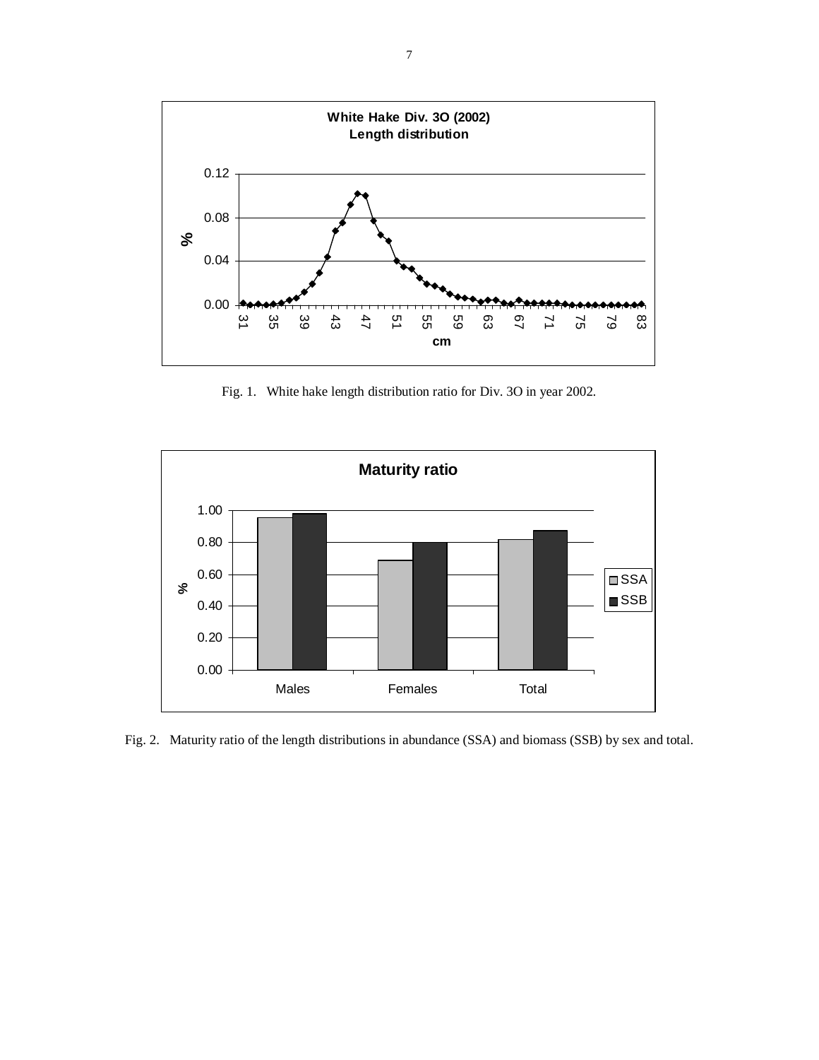Fig. 1. White hake length distribution ratio for Div. 3O in year 2002.

Fig. 2. Maturity ratio of the length distributions in abundance (SSA) and biomass (SSB) by sex and total.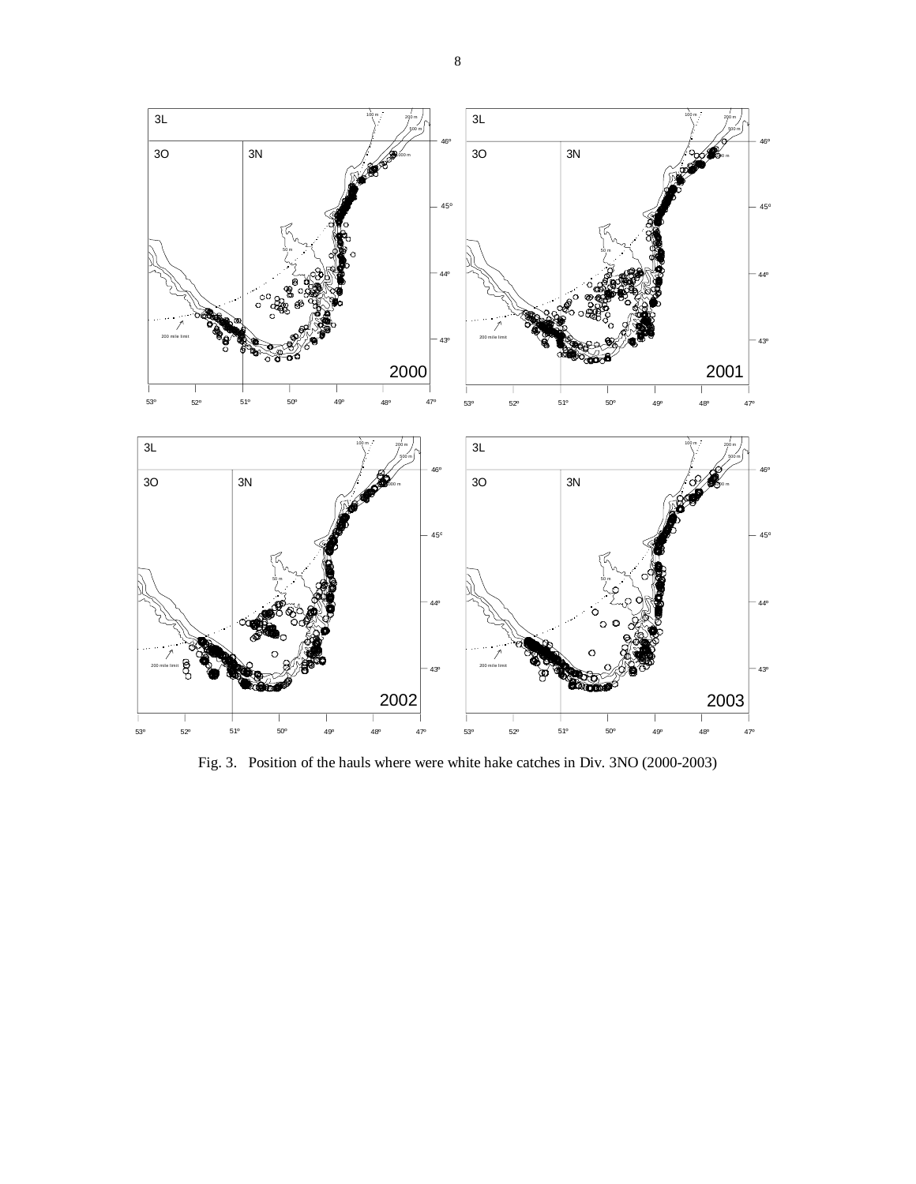Fig. 3. Position of the hauls where were white hake catches in Div. 3NO (2000-2003)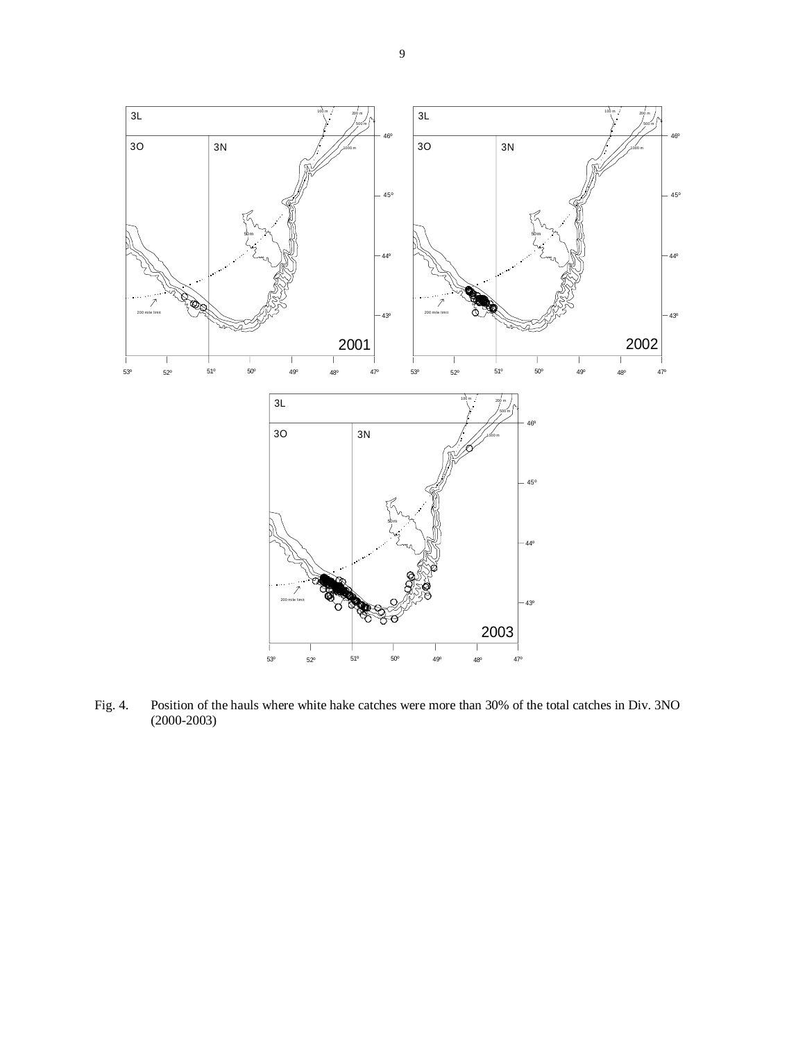3L

3O

3N

100 m

200 m

500 m

1000 m

50 m

200 mile limit

46º

45º

44º

43º

53º 52º 51º 50º 49º 48º 47º

2001

3L

3O

3N

100 m

200 m

500 m

1000 m

50 m

200 mile limit

46º

45º

44º

43º

53º 52º 51º 50º 49º 48º 47º

2002

3L

3O

3N

100 m

200 m

500 m

1000 m

50 m

200 mile limit

46º

45º

44º

43º

53º 52º 51º 50º 49º 48º 47º

2003

Fig. 4. Position of the hauls where white hake catches were more than 30% of the total catches in Div. 3NO (2000-2003)